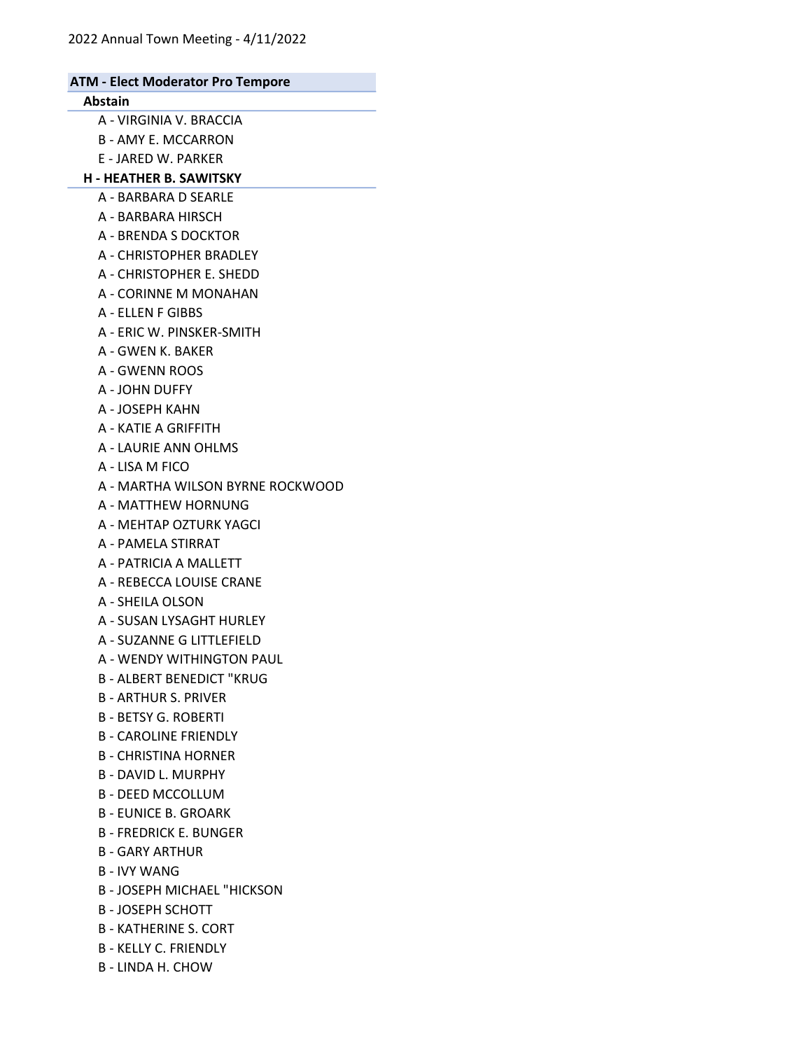## ATM - Elect Moderator Pro Tempore

### Abstain

- A - VIRGINIA V. BRACCIA
- B - AMY E. MCCARRON
- E - JARED W. PARKER

### H - HEATHER B. SAWITSKY

- A - BARBARA D SEARLE
- A - BARBARA HIRSCH
- A - BRENDA S DOCKTOR
- A - CHRISTOPHER BRADLEY
- A - CHRISTOPHER E. SHEDD
- A - CORINNE M MONAHAN
- A - ELLEN F GIBBS
- A - ERIC W. PINSKER-SMITH
- A - GWEN K. BAKER
- A - GWENN ROOS
- A - JOHN DUFFY
- A - JOSEPH KAHN
- A - KATIE A GRIFFITH
- A - LAURIE ANN OHLMS
- A - LISA M FICO
- A - MARTHA WILSON BYRNE ROCKWOOD
- A - MATTHEW HORNUNG
- A - MEHTAP OZTURK YAGCI
- A - PAMELA STIRRAT
- A - PATRICIA A MALLETT
- A - REBECCA LOUISE CRANE
- A - SHEILA OLSON
- A - SUSAN LYSAGHT HURLEY
- A - SUZANNE G LITTLEFIELD
- A - WENDY WITHINGTON PAUL
- B - ALBERT BENEDICT "KRUG
- B - ARTHUR S. PRIVER
- B - BETSY G. ROBERTI
- B - CAROLINE FRIENDLY
- B - CHRISTINA HORNER
- B - DAVID L. MURPHY
- B - DEED MCCOLLUM
- B - EUNICE B. GROARK
- B - FREDRICK E. BUNGER
- B - GARY ARTHUR
- B - IVY WANG
- B - JOSEPH MICHAEL "HICKSON
- B - JOSEPH SCHOTT
- B - KATHERINE S. CORT
- B - KELLY C. FRIENDLY
- B - LINDA H. CHOW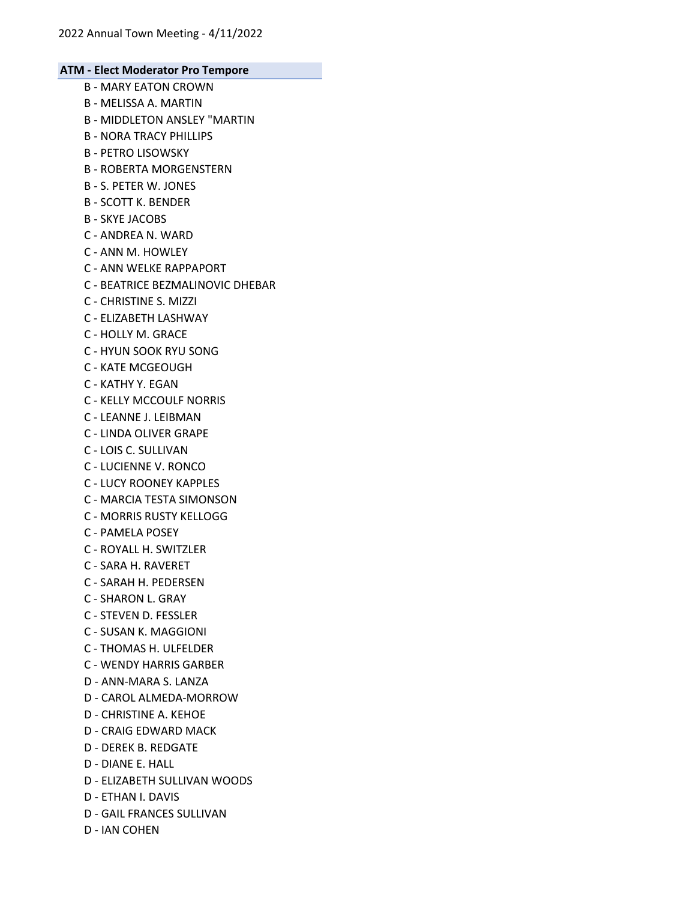## ATM - Elect Moderator Pro Tempore

B - MARY EATON CROWN
B - MELISSA A. MARTIN
B - MIDDLETON ANSLEY "MARTIN
B - NORA TRACY PHILLIPS
B - PETRO LISOWSKY
B - ROBERTA MORGENSTERN
B - S. PETER W. JONES
B - SCOTT K. BENDER
B - SKYE JACOBS
C - ANDREA N. WARD
C - ANN M. HOWLEY
C - ANN WELKE RAPPAPORT
C - BEATRICE BEZMALINOVIC DHEBAR
C - CHRISTINE S. MIZZI
C - ELIZABETH LASHWAY
C - HOLLY M. GRACE
C - HYUN SOOK RYU SONG
C - KATE MCGEOUGH
C - KATHY Y. EGAN
C - KELLY MCCOULF NORRIS
C - LEANNE J. LEIBMAN
C - LINDA OLIVER GRAPE
C - LOIS C. SULLIVAN
C - LUCIENNE V. RONCO
C - LUCY ROONEY KAPPLES
C - MARCIA TESTA SIMONSON
C - MORRIS RUSTY KELLOGG
C - PAMELA POSEY
C - ROYALL H. SWITZLER
C - SARA H. RAVERET
C - SARAH H. PEDERSEN
C - SHARON L. GRAY
C - STEVEN D. FESSLER
C - SUSAN K. MAGGIONI
C - THOMAS H. ULFELDER
C - WENDY HARRIS GARBER
D - ANN-MARA S. LANZA
D - CAROL ALMEDA-MORROW
D - CHRISTINE A. KEHOE
D - CRAIG EDWARD MACK
D - DEREK B. REDGATE
D - DIANE E. HALL
D - ELIZABETH SULLIVAN WOODS
D - ETHAN I. DAVIS
D - GAIL FRANCES SULLIVAN
D - IAN COHEN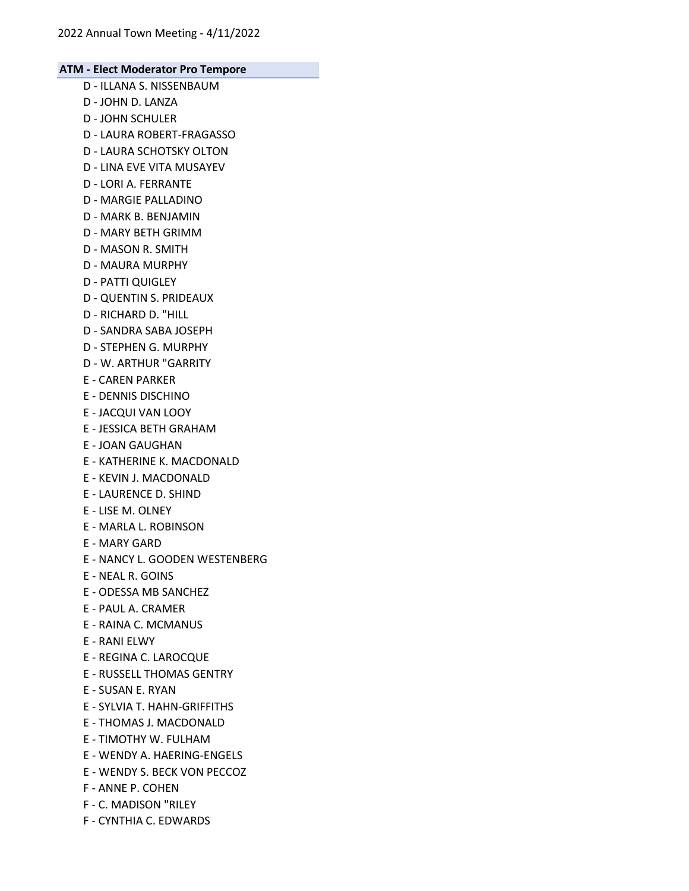**ATM - Elect Moderator Pro Tempore**

D - ILLANA S. NISSENBAUM
D - JOHN D. LANZA
D - JOHN SCHULER
D - LAURA ROBERT-FRAGASSO
D - LAURA SCHOTSKY OLTON
D - LINA EVE VITA MUSAYEV
D - LORI A. FERRANTE
D - MARGIE PALLADINO
D - MARK B. BENJAMIN
D - MARY BETH GRIMM
D - MASON R. SMITH
D - MAURA MURPHY
D - PATTI QUIGLEY
D - QUENTIN S. PRIDEAUX
D - RICHARD D. "HILL
D - SANDRA SABA JOSEPH
D - STEPHEN G. MURPHY
D - W. ARTHUR "GARRITY
E - CAREN PARKER
E - DENNIS DISCHINO
E - JACQUI VAN LOOY
E - JESSICA BETH GRAHAM
E - JOAN GAUGHAN
E - KATHERINE K. MACDONALD
E - KEVIN J. MACDONALD
E - LAURENCE D. SHIND
E - LISE M. OLNEY
E - MARLA L. ROBINSON
E - MARY GARD
E - NANCY L. GOODEN WESTENBERG
E - NEAL R. GOINS
E - ODESSA MB SANCHEZ
E - PAUL A. CRAMER
E - RAINA C. MCMANUS
E - RANI ELWY
E - REGINA C. LAROCQUE
E - RUSSELL THOMAS GENTRY
E - SUSAN E. RYAN
E - SYLVIA T. HAHN-GRIFFITHS
E - THOMAS J. MACDONALD
E - TIMOTHY W. FULHAM
E - WENDY A. HAERING-ENGELS
E - WENDY S. BECK VON PECCOZ
F - ANNE P. COHEN
F - C. MADISON "RILEY
F - CYNTHIA C. EDWARDS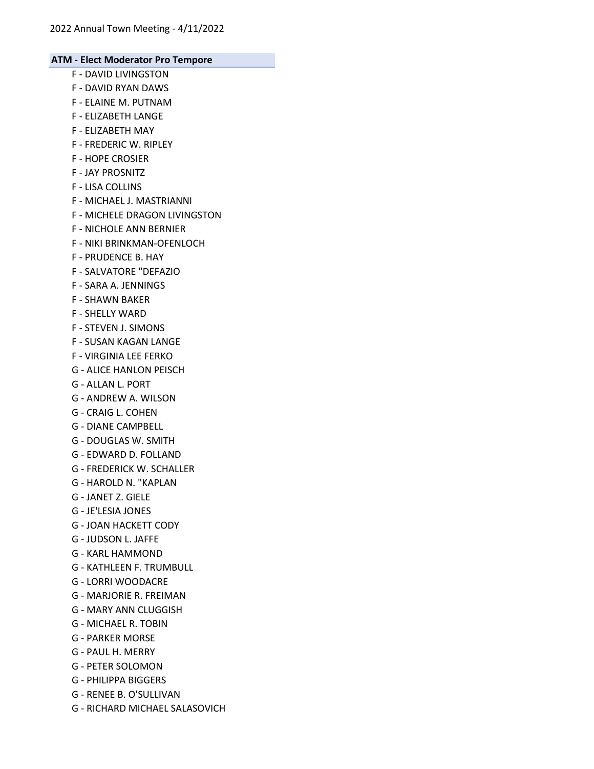## ATM - Elect Moderator Pro Tempore

F - DAVID LIVINGSTON
F - DAVID RYAN DAWS
F - ELAINE M. PUTNAM
F - ELIZABETH LANGE
F - ELIZABETH MAY
F - FREDERIC W. RIPLEY
F - HOPE CROSIER
F - JAY PROSNITZ
F - LISA COLLINS
F - MICHAEL J. MASTRIANNI
F - MICHELE DRAGON LIVINGSTON
F - NICHOLE ANN BERNIER
F - NIKI BRINKMAN-OFENLOCH
F - PRUDENCE B. HAY
F - SALVATORE "DEFAZIO
F - SARA A. JENNINGS
F - SHAWN BAKER
F - SHELLY WARD
F - STEVEN J. SIMONS
F - SUSAN KAGAN LANGE
F - VIRGINIA LEE FERKO
G - ALICE HANLON PEISCH
G - ALLAN L. PORT
G - ANDREW A. WILSON
G - CRAIG L. COHEN
G - DIANE CAMPBELL
G - DOUGLAS W. SMITH
G - EDWARD D. FOLLAND
G - FREDERICK W. SCHALLER
G - HAROLD N. "KAPLAN
G - JANET Z. GIELE
G - JE'LESIA JONES
G - JOAN HACKETT CODY
G - JUDSON L. JAFFE
G - KARL HAMMOND
G - KATHLEEN F. TRUMBULL
G - LORRI WOODACRE
G - MARJORIE R. FREIMAN
G - MARY ANN CLUGGISH
G - MICHAEL R. TOBIN
G - PARKER MORSE
G - PAUL H. MERRY
G - PETER SOLOMON
G - PHILIPPA BIGGERS
G - RENEE B. O'SULLIVAN
G - RICHARD MICHAEL SALASOVICH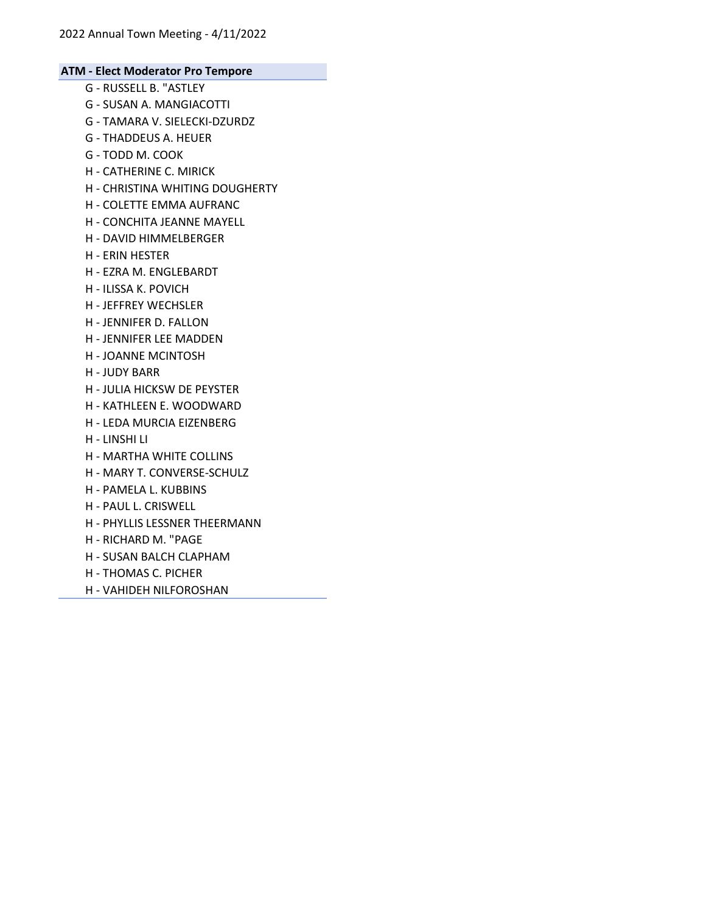2022 Annual Town Meeting - 4/11/2022

| ATM - Elect Moderator Pro Tempore |
|---|
| G - RUSSELL B. "ASTLEY |
| G - SUSAN A. MANGIACOTTI |
| G - TAMARA V. SIELECKI-DZURDZ |
| G - THADDEUS A. HEUER |
| G - TODD M. COOK |
| H - CATHERINE C. MIRICK |
| H - CHRISTINA WHITING DOUGHERTY |
| H - COLETTE EMMA AUFRANC |
| H - CONCHITA JEANNE MAYELL |
| H - DAVID HIMMELBERGER |
| H - ERIN HESTER |
| H - EZRA M. ENGLEBARDT |
| H - ILISSA K. POVICH |
| H - JEFFREY WECHSLER |
| H - JENNIFER D. FALLON |
| H - JENNIFER LEE MADDEN |
| H - JOANNE MCINTOSH |
| H - JUDY BARR |
| H - JULIA HICKSW DE PEYSTER |
| H - KATHLEEN E. WOODWARD |
| H - LEDA MURCIA EIZENBERG |
| H - LINSHI LI |
| H - MARTHA WHITE COLLINS |
| H - MARY T. CONVERSE-SCHULZ |
| H - PAMELA L. KUBBINS |
| H - PAUL L. CRISWELL |
| H - PHYLLIS LESSNER THEERMANN |
| H - RICHARD M. "PAGE |
| H - SUSAN BALCH CLAPHAM |
| H - THOMAS C. PICHER |
| H - VAHIDEH NILFOROSHAN |